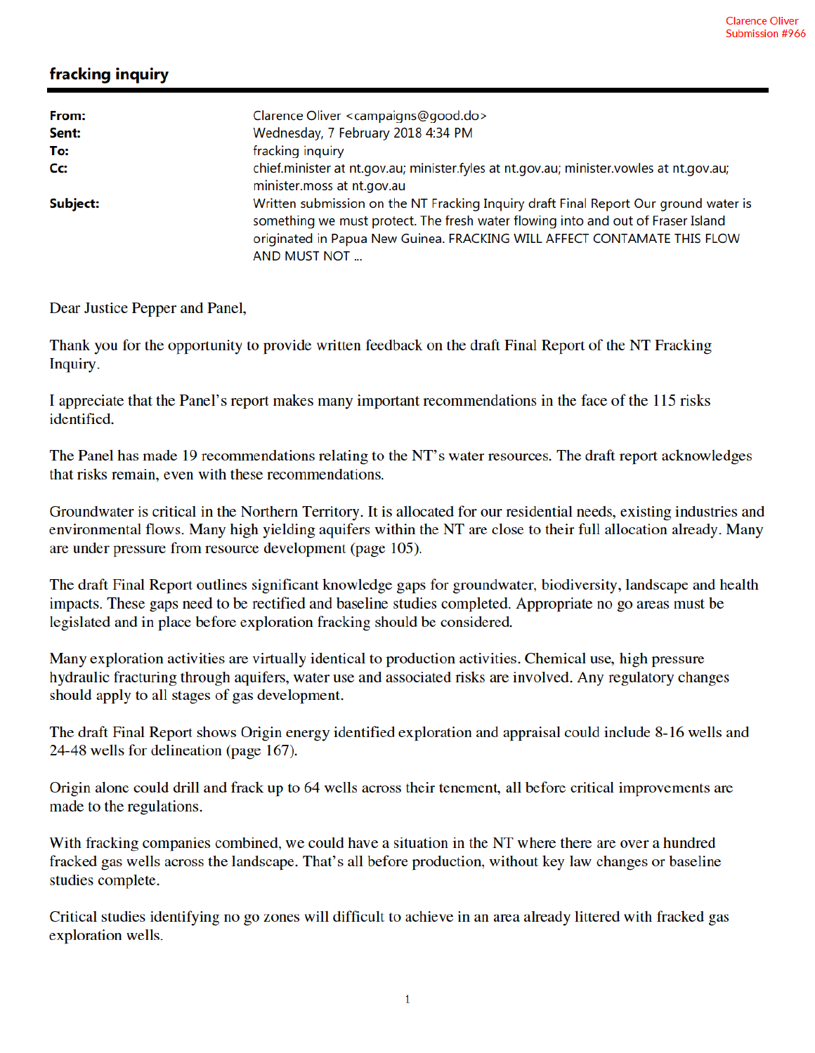Clarence Oliver
Submission #966

## fracking inquiry

| | |
|---|---|
| **From:** | Clarence Oliver <campaigns@good.do> |
| **Sent:** | Wednesday, 7 February 2018 4:34 PM |
| **To:** | fracking inquiry |
| **Cc:** | chief.minister at nt.gov.au; minister.fyles at nt.gov.au; minister.vowles at nt.gov.au; minister.moss at nt.gov.au |
| **Subject:** | Written submission on the NT Fracking Inquiry draft Final Report Our ground water is something we must protect. The fresh water flowing into and out of Fraser Island originated in Papua New Guinea. FRACKING WILL AFFECT CONTAMATE THIS FLOW AND MUST NOT ... |

Dear Justice Pepper and Panel,

Thank you for the opportunity to provide written feedback on the draft Final Report of the NT Fracking Inquiry.

I appreciate that the Panel's report makes many important recommendations in the face of the 115 risks identified.

The Panel has made 19 recommendations relating to the NT's water resources. The draft report acknowledges that risks remain, even with these recommendations.

Groundwater is critical in the Northern Territory. It is allocated for our residential needs, existing industries and environmental flows. Many high yielding aquifers within the NT are close to their full allocation already. Many are under pressure from resource development (page 105).

The draft Final Report outlines significant knowledge gaps for groundwater, biodiversity, landscape and health impacts. These gaps need to be rectified and baseline studies completed. Appropriate no go areas must be legislated and in place before exploration fracking should be considered.

Many exploration activities are virtually identical to production activities. Chemical use, high pressure hydraulic fracturing through aquifers, water use and associated risks are involved. Any regulatory changes should apply to all stages of gas development.

The draft Final Report shows Origin energy identified exploration and appraisal could include 8-16 wells and 24-48 wells for delineation (page 167).

Origin alone could drill and frack up to 64 wells across their tenement, all before critical improvements are made to the regulations.

With fracking companies combined, we could have a situation in the NT where there are over a hundred fracked gas wells across the landscape. That's all before production, without key law changes or baseline studies complete.

Critical studies identifying no go zones will difficult to achieve in an area already littered with fracked gas exploration wells.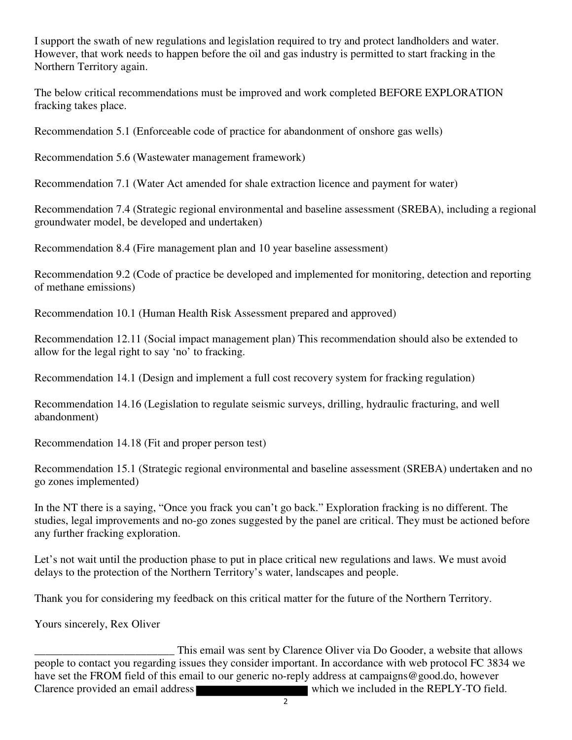I support the swath of new regulations and legislation required to try and protect landholders and water. However, that work needs to happen before the oil and gas industry is permitted to start fracking in the Northern Territory again.

The below critical recommendations must be improved and work completed BEFORE EXPLORATION fracking takes place.

Recommendation 5.1 (Enforceable code of practice for abandonment of onshore gas wells)

Recommendation 5.6 (Wastewater management framework)

Recommendation 7.1 (Water Act amended for shale extraction licence and payment for water)

Recommendation 7.4 (Strategic regional environmental and baseline assessment (SREBA), including a regional groundwater model, be developed and undertaken)

Recommendation 8.4 (Fire management plan and 10 year baseline assessment)

Recommendation 9.2 (Code of practice be developed and implemented for monitoring, detection and reporting of methane emissions)

Recommendation 10.1 (Human Health Risk Assessment prepared and approved)

Recommendation 12.11 (Social impact management plan) This recommendation should also be extended to allow for the legal right to say 'no' to fracking.

Recommendation 14.1 (Design and implement a full cost recovery system for fracking regulation)

Recommendation 14.16 (Legislation to regulate seismic surveys, drilling, hydraulic fracturing, and well abandonment)

Recommendation 14.18 (Fit and proper person test)

Recommendation 15.1 (Strategic regional environmental and baseline assessment (SREBA) undertaken and no go zones implemented)

In the NT there is a saying, "Once you frack you can't go back." Exploration fracking is no different. The studies, legal improvements and no-go zones suggested by the panel are critical. They must be actioned before any further fracking exploration.

Let's not wait until the production phase to put in place critical new regulations and laws. We must avoid delays to the protection of the Northern Territory's water, landscapes and people.

Thank you for considering my feedback on this critical matter for the future of the Northern Territory.

Yours sincerely, Rex Oliver

_________________________ This email was sent by Clarence Oliver via Do Gooder, a website that allows people to contact you regarding issues they consider important. In accordance with web protocol FC 3834 we have set the FROM field of this email to our generic no-reply address at campaigns@good.do, however Clarence provided an email address [REDACTED] which we included in the REPLY-TO field.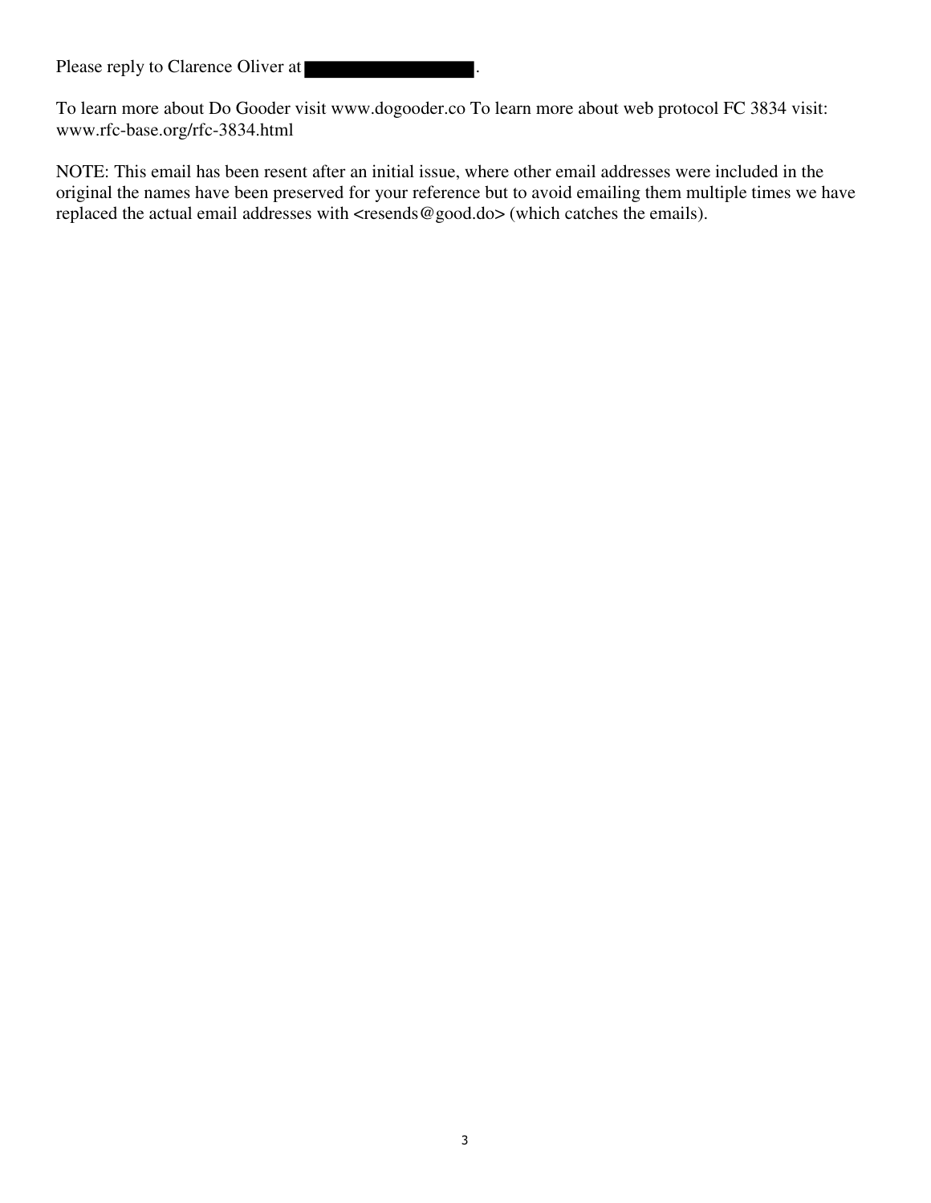Please reply to Clarence Oliver at ████████████.

To learn more about Do Gooder visit www.dogooder.co To learn more about web protocol FC 3834 visit: www.rfc-base.org/rfc-3834.html

NOTE: This email has been resent after an initial issue, where other email addresses were included in the original the names have been preserved for your reference but to avoid emailing them multiple times we have replaced the actual email addresses with <resends@good.do> (which catches the emails).